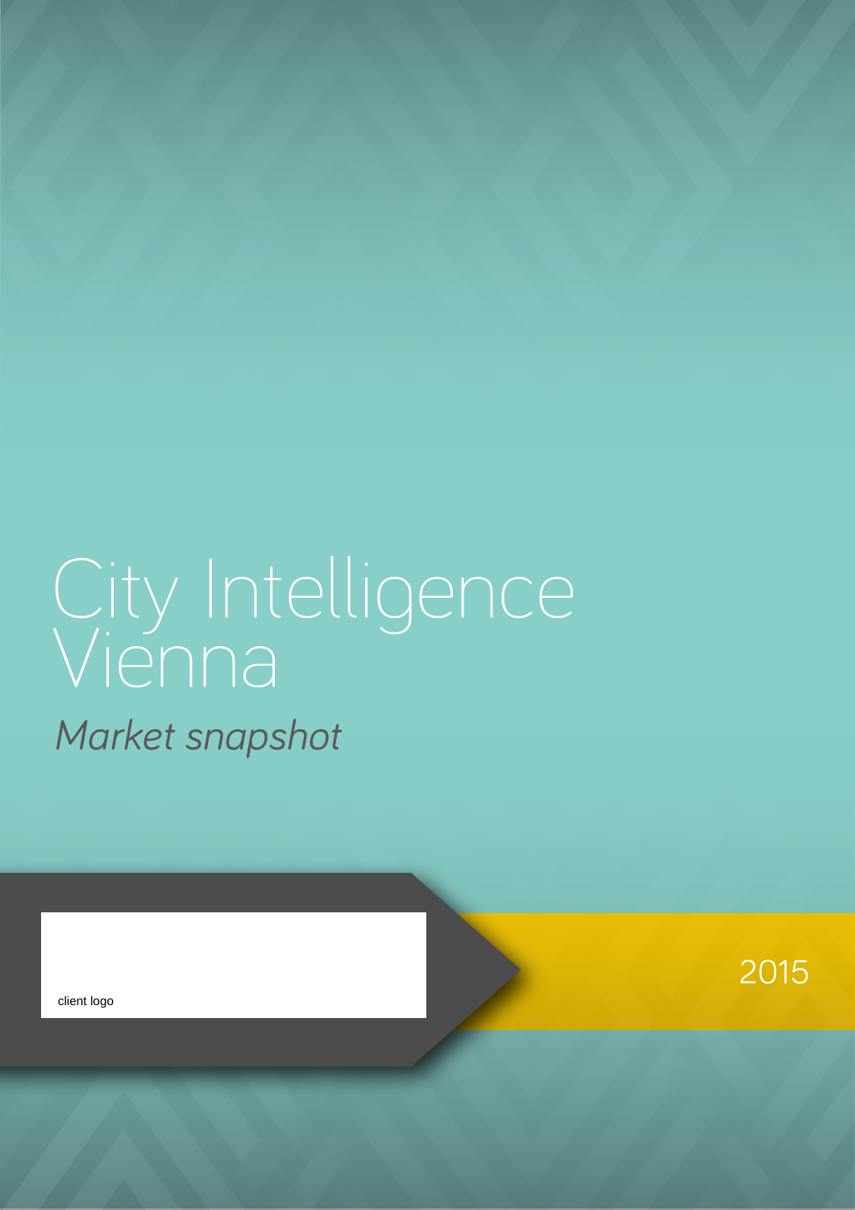# City Intelligence Vienna

*Market snapshot*

client logo

2015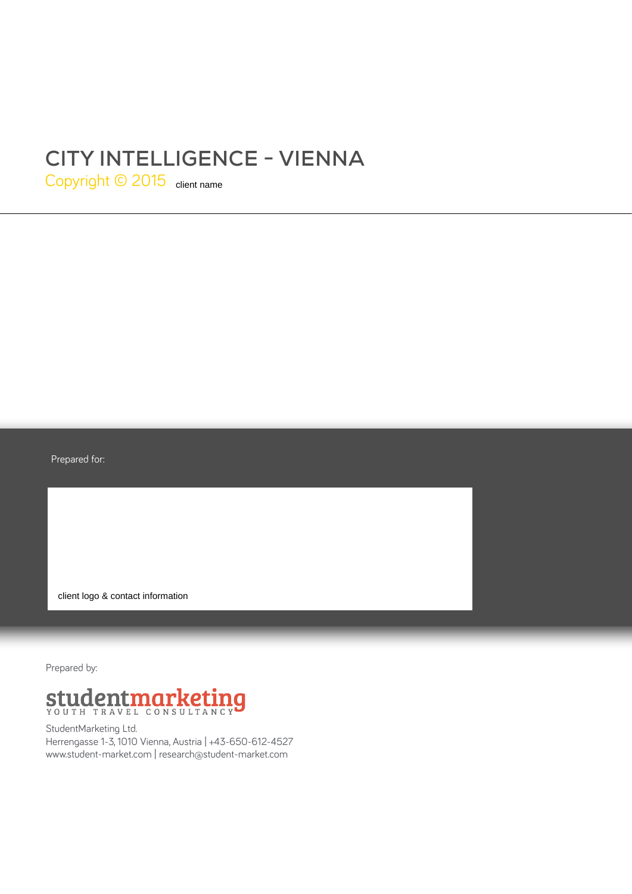# CITY INTELLIGENCE – VIENNA

Copyright © 2015 client name

---

Prepared for:

client logo & contact information

Prepared by:

**studentmarketing**
YOUTH TRAVEL CONSULTANCY

StudentMarketing Ltd.
Herrengasse 1-3, 1010 Vienna, Austria | +43-650-612-4527
www.student-market.com | research@student-market.com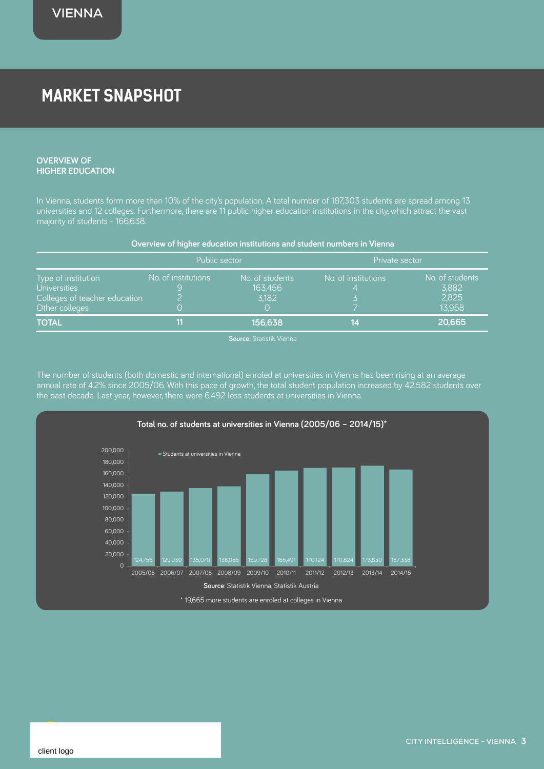# MARKET SNAPSHOT

## OVERVIEW OF HIGHER EDUCATION

In Vienna, students form more than 10% of the city's population. A total number of 187,303 students are spread among 13 universities and 12 colleges. Furthermore, there are 11 public higher education institutions in the city, which attract the vast majority of students - 166,638.

**Overview of higher education institutions and student numbers in Vienna**

| | Public sector | | Private sector | |
|---|---|---|---|---|
| Type of institution | No. of institutions | No. of students | No. of institutions | No. of students |
| Universities | 9 | 163,456 | 4 | 3,882 |
| Colleges of teacher education | 2 | 3,182 | 3 | 2,825 |
| Other colleges | 0 | 0 | 7 | 13,958 |
| **TOTAL** | **11** | **156,638** | **14** | **20,665** |

**Source:** Statistik Vienna

The number of students (both domestic and international) enroled at universities in Vienna has been rising at an average annual rate of 4.2% since 2005/06. With this pace of growth, the total student population increased by 42,582 students over the past decade. Last year, however, there were 6,492 less students at universities in Vienna.

**Total no. of students at universities in Vienna (2005/06 – 2014/15)***

| Year | Students at universities in Vienna |
|---|---|
| 2005/06 | 124,756 |
| 2006/07 | 129,039 |
| 2007/08 | 135,070 |
| 2008/09 | 138,055 |
| 2009/10 | 159,728 |
| 2010/11 | 165,491 |
| 2011/12 | 170,124 |
| 2012/13 | 170,824 |
| 2013/14 | 173,830 |
| 2014/15 | 167,338 |

**Source**: Statistik Vienna, Statistik Austria

\* 19,665 more students are enroled at colleges in Vienna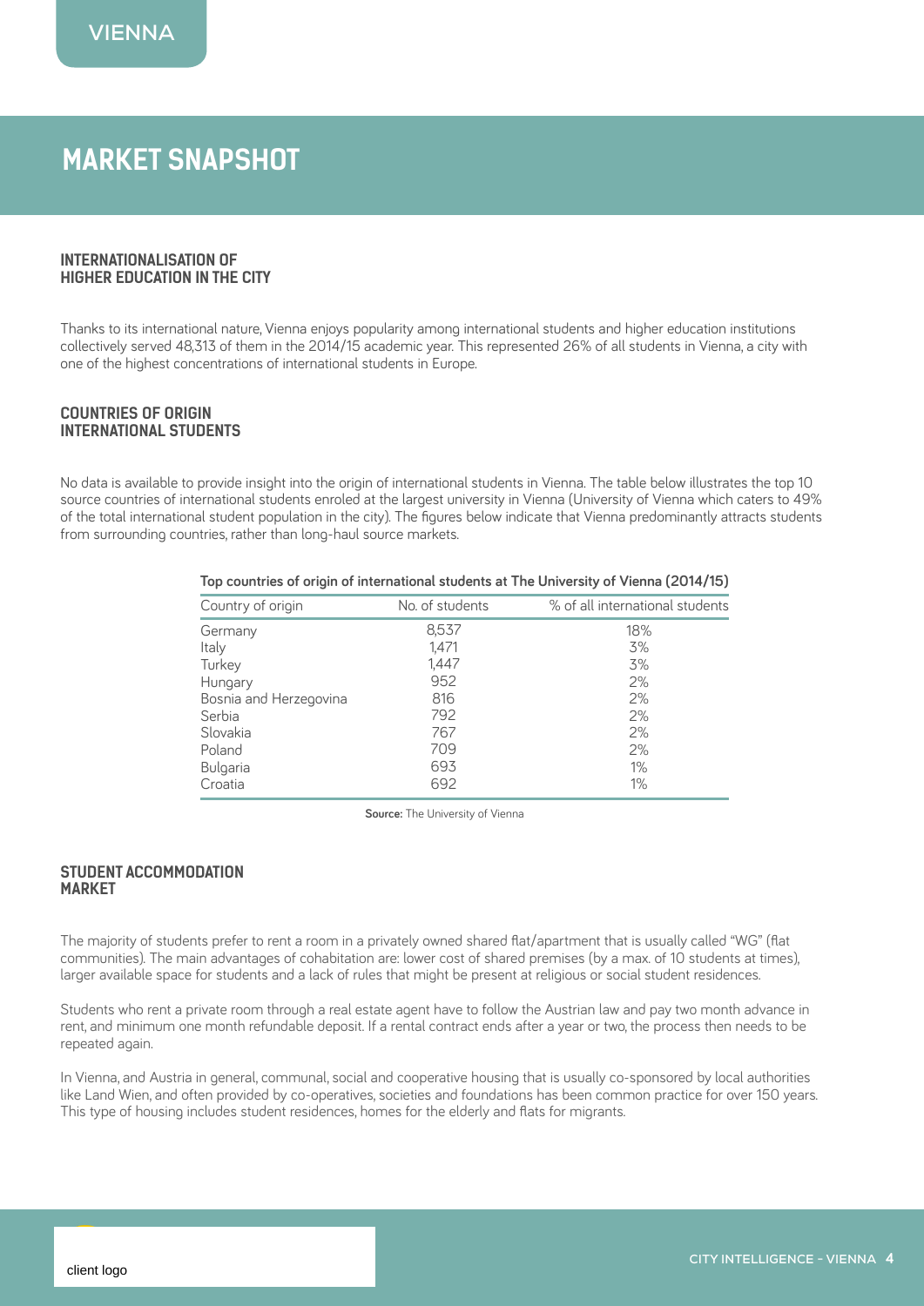# MARKET SNAPSHOT

## INTERNATIONALISATION OF HIGHER EDUCATION IN THE CITY

Thanks to its international nature, Vienna enjoys popularity among international students and higher education institutions collectively served 48,313 of them in the 2014/15 academic year. This represented 26% of all students in Vienna, a city with one of the highest concentrations of international students in Europe.

## COUNTRIES OF ORIGIN INTERNATIONAL STUDENTS

No data is available to provide insight into the origin of international students in Vienna. The table below illustrates the top 10 source countries of international students enroled at the largest university in Vienna (University of Vienna which caters to 49% of the total international student population in the city). The figures below indicate that Vienna predominantly attracts students from surrounding countries, rather than long-haul source markets.

**Top countries of origin of international students at The University of Vienna (2014/15)**

| Country of origin | No. of students | % of all international students |
|---|---|---|
| Germany | 8,537 | 18% |
| Italy | 1,471 | 3% |
| Turkey | 1,447 | 3% |
| Hungary | 952 | 2% |
| Bosnia and Herzegovina | 816 | 2% |
| Serbia | 792 | 2% |
| Slovakia | 767 | 2% |
| Poland | 709 | 2% |
| Bulgaria | 693 | 1% |
| Croatia | 692 | 1% |

**Source:** The University of Vienna

## STUDENT ACCOMMODATION MARKET

The majority of students prefer to rent a room in a privately owned shared flat/apartment that is usually called "WG" (flat communities). The main advantages of cohabitation are: lower cost of shared premises (by a max. of 10 students at times), larger available space for students and a lack of rules that might be present at religious or social student residences.

Students who rent a private room through a real estate agent have to follow the Austrian law and pay two month advance in rent, and minimum one month refundable deposit. If a rental contract ends after a year or two, the process then needs to be repeated again.

In Vienna, and Austria in general, communal, social and cooperative housing that is usually co-sponsored by local authorities like Land Wien, and often provided by co-operatives, societies and foundations has been common practice for over 150 years. This type of housing includes student residences, homes for the elderly and flats for migrants.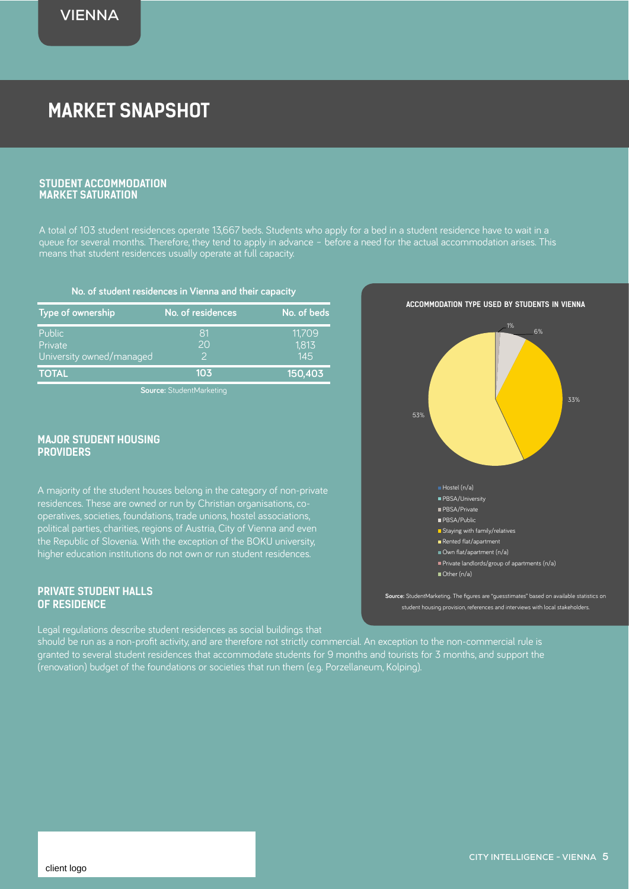# MARKET SNAPSHOT

## STUDENT ACCOMMODATION MARKET SATURATION

A total of 103 student residences operate 13,667 beds. Students who apply for a bed in a student residence have to wait in a queue for several months. Therefore, they tend to apply in advance – before a need for the actual accommodation arises. This means that student residences usually operate at full capacity.

**No. of student residences in Vienna and their capacity**

| Type of ownership | No. of residences | No. of beds |
|---|---|---|
| Public | 81 | 11,709 |
| Private | 20 | 1,813 |
| University owned/managed | 2 | 145 |
| **TOTAL** | **103** | **150,403** |

**Source:** StudentMarketing

**ACCOMMODATION TYPE USED BY STUDENTS IN VIENNA**

- 1%
- 6%
- 33%
- 53%

- Hostel (n/a)
- PBSA/University
- PBSA/Private
- PBSA/Public
- Staying with family/relatives
- Rented flat/apartment
- Own flat/apartment (n/a)
- Private landlords/group of apartments (n/a)
- Other (n/a)

**Source:** StudentMarketing. The figures are "guesstimates" based on available statistics on student housing provision, references and interviews with local stakeholders.

## MAJOR STUDENT HOUSING PROVIDERS

A majority of the student houses belong in the category of non-private residences. These are owned or run by Christian organisations, co-operatives, societies, foundations, trade unions, hostel associations, political parties, charities, regions of Austria, City of Vienna and even the Republic of Slovenia. With the exception of the BOKU university, higher education institutions do not own or run student residences.

## PRIVATE STUDENT HALLS OF RESIDENCE

Legal regulations describe student residences as social buildings that should be run as a non-profit activity, and are therefore not strictly commercial. An exception to the non-commercial rule is granted to several student residences that accommodate students for 9 months and tourists for 3 months, and support the (renovation) budget of the foundations or societies that run them (e.g. Porzellaneum, Kolping).

client logo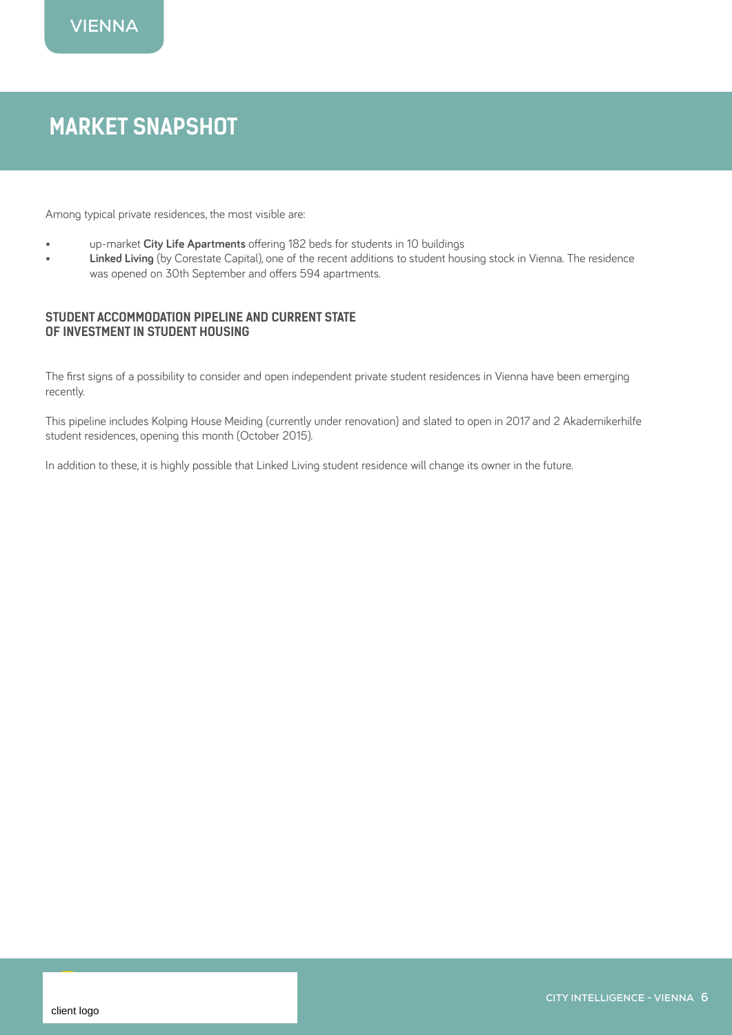## MARKET SNAPSHOT

Among typical private residences, the most visible are:

- up-market **City Life Apartments** offering 182 beds for students in 10 buildings
- **Linked Living** (by Corestate Capital), one of the recent additions to student housing stock in Vienna. The residence was opened on 30th September and offers 594 apartments.

### STUDENT ACCOMMODATION PIPELINE AND CURRENT STATE OF INVESTMENT IN STUDENT HOUSING

The first signs of a possibility to consider and open independent private student residences in Vienna have been emerging recently.

This pipeline includes Kolping House Meiding (currently under renovation) and slated to open in 2017 and 2 Akademikerhilfe student residences, opening this month (October 2015).

In addition to these, it is highly possible that Linked Living student residence will change its owner in the future.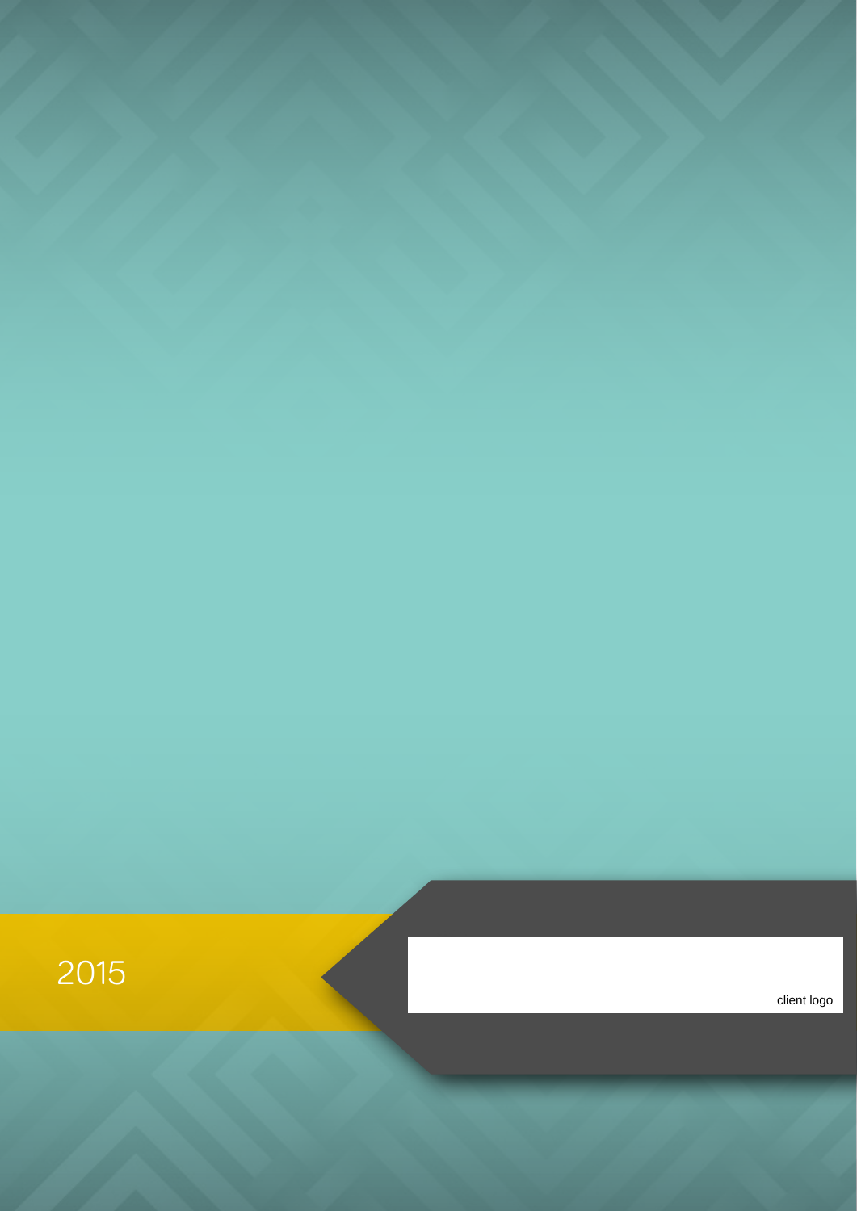2015

client logo